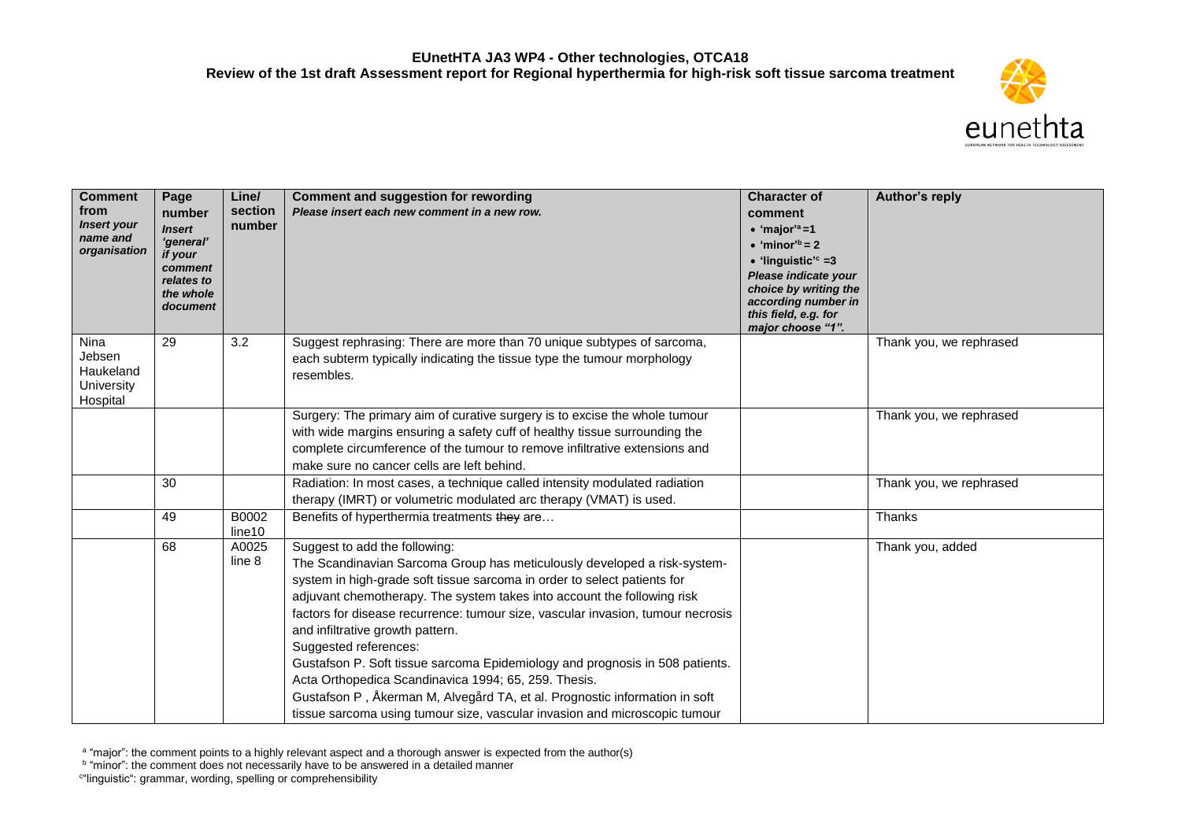**EUnetHTA JA3 WP4 - Other technologies, OTCA18**
**Review of the 1st draft Assessment report for Regional hyperthermia for high-risk soft tissue sarcoma treatment**

| **Comment from** *Insert your name and organisation* | **Page number** *Insert 'general' if your comment relates to the whole document* | **Line/ section number** | **Comment and suggestion for rewording** *Please insert each new comment in a new row.* | **Character of comment** • 'major'[a] =1 • 'minor'[b] = 2 • 'linguistic'[c] =3 *Please indicate your choice by writing the according number in this field, e.g. for major choose "1".* | **Author's reply** |
|---|---|---|---|---|---|
| Nina Jebsen Haukeland University Hospital | 29 | 3.2 | Suggest rephrasing: There are more than 70 unique subtypes of sarcoma, each subterm typically indicating the tissue type the tumour morphology resembles. | | Thank you, we rephrased |
| | | | Surgery: The primary aim of curative surgery is to excise the whole tumour with wide margins ensuring a safety cuff of healthy tissue surrounding the complete circumference of the tumour to remove infiltrative extensions and make sure no cancer cells are left behind. | | Thank you, we rephrased |
| | 30 | | Radiation: In most cases, a technique called intensity modulated radiation therapy (IMRT) or volumetric modulated arc therapy (VMAT) is used. | | Thank you, we rephrased |
| | 49 | B0002 line10 | Benefits of hyperthermia treatments ~~they~~ are… | | Thanks |
| | 68 | A0025 line 8 | Suggest to add the following: The Scandinavian Sarcoma Group has meticulously developed a risk-system-system in high-grade soft tissue sarcoma in order to select patients for adjuvant chemotherapy. The system takes into account the following risk factors for disease recurrence: tumour size, vascular invasion, tumour necrosis and infiltrative growth pattern. Suggested references: Gustafson P. Soft tissue sarcoma Epidemiology and prognosis in 508 patients. Acta Orthopedica Scandinavica 1994; 65, 259. Thesis. Gustafson P , Åkerman M, Alvegård TA, et al. Prognostic information in soft tissue sarcoma using tumour size, vascular invasion and microscopic tumour | | Thank you, added |

[a] "major": the comment points to a highly relevant aspect and a thorough answer is expected from the author(s)
[b] "minor": the comment does not necessarily have to be answered in a detailed manner
[c] "linguistic": grammar, wording, spelling or comprehensibility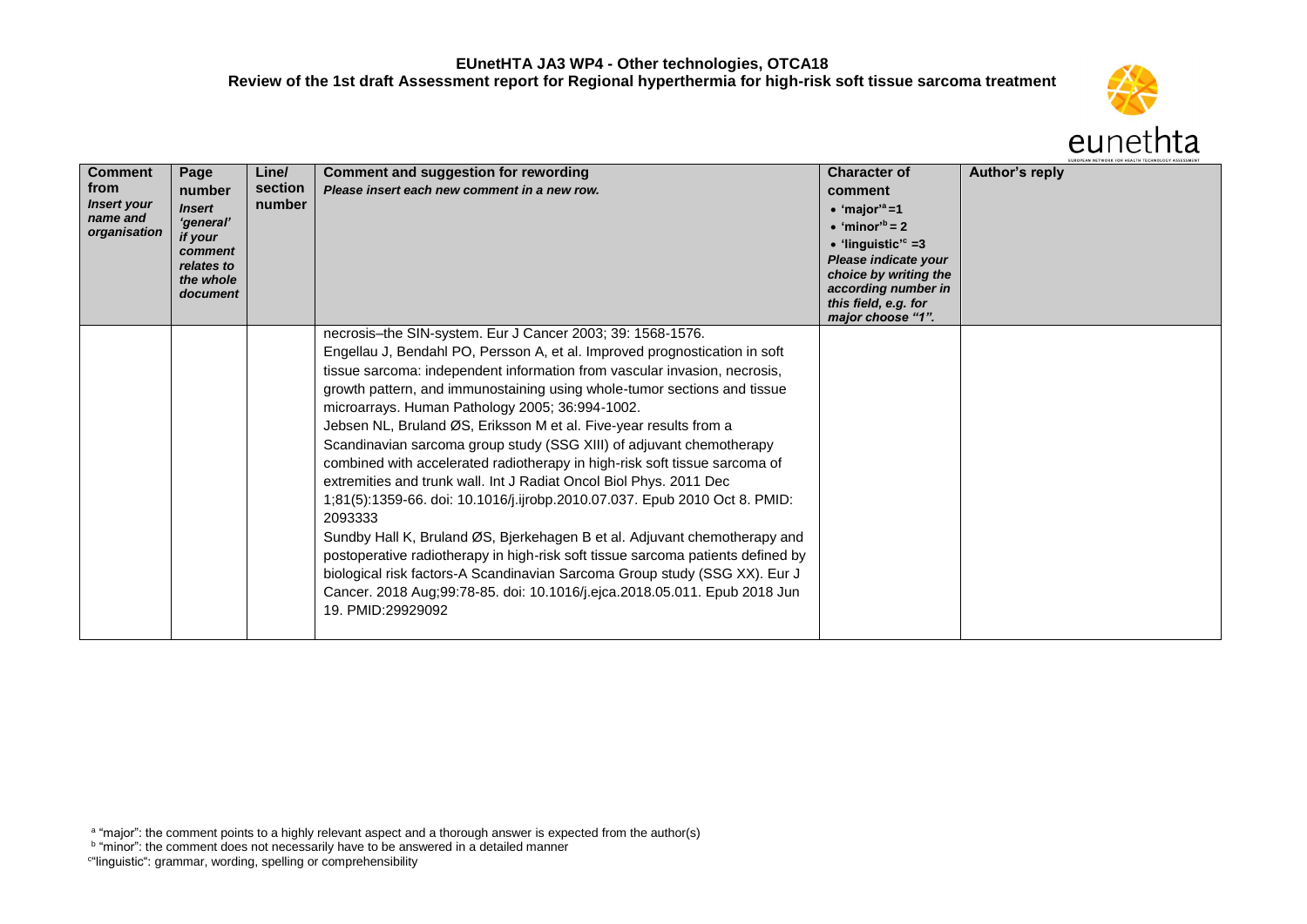**EUnetHTA JA3 WP4 - Other technologies, OTCA18**
**Review of the 1st draft Assessment report for Regional hyperthermia for high-risk soft tissue sarcoma treatment**

| Comment from *Insert your name and organisation* | Page number *Insert 'general' if your comment relates to the whole document* | Line/ section number | Comment and suggestion for rewording *Please insert each new comment in a new row.* | Character of comment • 'major'[a] =1 • 'minor'[b] = 2 • 'linguistic'[c] =3 *Please indicate your choice by writing the according number in this field, e.g. for major choose "1".* | Author's reply |
|---|---|---|---|---|---|
| | | | necrosis–the SIN-system. Eur J Cancer 2003; 39: 1568-1576.<br>Engellau J, Bendahl PO, Persson A, et al. Improved prognostication in soft tissue sarcoma: independent information from vascular invasion, necrosis, growth pattern, and immunostaining using whole-tumor sections and tissue microarrays. Human Pathology 2005; 36:994-1002.<br>Jebsen NL, Bruland ØS, Eriksson M et al. Five-year results from a Scandinavian sarcoma group study (SSG XIII) of adjuvant chemotherapy combined with accelerated radiotherapy in high-risk soft tissue sarcoma of extremities and trunk wall. Int J Radiat Oncol Biol Phys. 2011 Dec 1;81(5):1359-66. doi: 10.1016/j.ijrobp.2010.07.037. Epub 2010 Oct 8. PMID: 2093333<br>Sundby Hall K, Bruland ØS, Bjerkehagen B et al. Adjuvant chemotherapy and postoperative radiotherapy in high-risk soft tissue sarcoma patients defined by biological risk factors-A Scandinavian Sarcoma Group study (SSG XX). Eur J Cancer. 2018 Aug;99:78-85. doi: 10.1016/j.ejca.2018.05.011. Epub 2018 Jun 19. PMID:29929092 | | |

[a] "major": the comment points to a highly relevant aspect and a thorough answer is expected from the author(s)
[b] "minor": the comment does not necessarily have to be answered in a detailed manner
[c] "linguistic": grammar, wording, spelling or comprehensibility